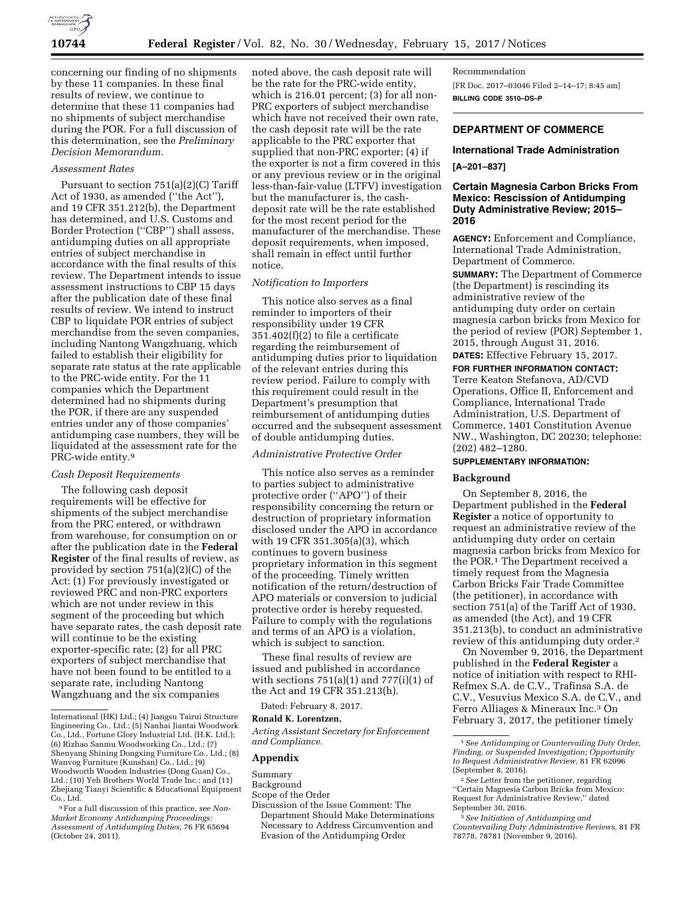concerning our finding of no shipments by these 11 companies. In these final results of review, we continue to determine that these 11 companies had no shipments of subject merchandise during the POR. For a full discussion of this determination, see the *Preliminary Decision Memorandum.*

*Assessment Rates*

Pursuant to section 751(a)(2)(C) Tariff Act of 1930, as amended (''the Act''), and 19 CFR 351.212(b), the Department has determined, and U.S. Customs and Border Protection (''CBP'') shall assess, antidumping duties on all appropriate entries of subject merchandise in accordance with the final results of this review. The Department intends to issue assessment instructions to CBP 15 days after the publication date of these final results of review. We intend to instruct CBP to liquidate POR entries of subject merchandise from the seven companies, including Nantong Wangzhuang, which failed to establish their eligibility for separate rate status at the rate applicable to the PRC-wide entity. For the 11 companies which the Department determined had no shipments during the POR, if there are any suspended entries under any of those companies' antidumping case numbers, they will be liquidated at the assessment rate for the PRC-wide entity.[9]

*Cash Deposit Requirements*

The following cash deposit requirements will be effective for shipments of the subject merchandise from the PRC entered, or withdrawn from warehouse, for consumption on or after the publication date in the **Federal Register** of the final results of review, as provided by section 751(a)(2)(C) of the Act: (1) For previously investigated or reviewed PRC and non-PRC exporters which are not under review in this segment of the proceeding but which have separate rates, the cash deposit rate will continue to be the existing exporter-specific rate; (2) for all PRC exporters of subject merchandise that have not been found to be entitled to a separate rate, including Nantong Wangzhuang and the six companies noted above, the cash deposit rate will be the rate for the PRC-wide entity, which is 216.01 percent; (3) for all non-PRC exporters of subject merchandise which have not received their own rate, the cash deposit rate will be the rate applicable to the PRC exporter that supplied that non-PRC exporter; (4) if the exporter is not a firm covered in this or any previous review or in the original less-than-fair-value (LTFV) investigation but the manufacturer is, the cash-deposit rate will be the rate established for the most recent period for the manufacturer of the merchandise. These deposit requirements, when imposed, shall remain in effect until further notice.

*Notification to Importers*

This notice also serves as a final reminder to importers of their responsibility under 19 CFR 351.402(f)(2) to file a certificate regarding the reimbursement of antidumping duties prior to liquidation of the relevant entries during this review period. Failure to comply with this requirement could result in the Department's presumption that reimbursement of antidumping duties occurred and the subsequent assessment of double antidumping duties.

*Administrative Protective Order*

This notice also serves as a reminder to parties subject to administrative protective order (''APO'') of their responsibility concerning the return or destruction of proprietary information disclosed under the APO in accordance with 19 CFR 351.305(a)(3), which continues to govern business proprietary information in this segment of the proceeding. Timely written notification of the return/destruction of APO materials or conversion to judicial protective order is hereby requested. Failure to comply with the regulations and terms of an APO is a violation, which is subject to sanction.

These final results of review are issued and published in accordance with sections 751(a)(1) and 777(i)(1) of the Act and 19 CFR 351.213(h).

Dated: February 8, 2017.

**Ronald K. Lorentzen,**

*Acting Assistant Secretary for Enforcement and Compliance.*

**Appendix**

Summary
Background
Scope of the Order
Discussion of the Issue Comment: The Department Should Make Determinations Necessary to Address Circumvention and Evasion of the Antidumping Order
Recommendation

[FR Doc. 2017–03046 Filed 2–14–17; 8:45 am]

**BILLING CODE 3510–DS–P**

---

International (HK) Ltd.; (4) Jiangsu Tairui Structure Engineering Co., Ltd.; (5) Nanhai Jiantai Woodwork Co., Ltd., Fortune Glory Industrial Ltd. (H.K. Ltd.); (6) Rizhao Sanmu Woodworking Co., Ltd.; (7) Shenyang Shining Dongxing Furniture Co., Ltd.; (8) Wanvog Furniture (Kunshan) Co., Ltd.; (9) Woodworth Wooden Industries (Dong Guan) Co., Ltd.; (10) Yeh Brothers World Trade Inc.; and (11) Zhejiang Tianyi Scientific & Educational Equipment Co., Ltd.

[9] For a full discussion of this practice, *see Non-Market Economy Antidumping Proceedings: Assessment of Antidumping Duties,* 76 FR 65694 (October 24, 2011).

---

## DEPARTMENT OF COMMERCE

### International Trade Administration

**[A–201–837]**

### Certain Magnesia Carbon Bricks From Mexico: Rescission of Antidumping Duty Administrative Review; 2015–2016

**AGENCY:** Enforcement and Compliance, International Trade Administration, Department of Commerce.

**SUMMARY:** The Department of Commerce (the Department) is rescinding its administrative review of the antidumping duty order on certain magnesia carbon bricks from Mexico for the period of review (POR) September 1, 2015, through August 31, 2016.

**DATES:** Effective February 15, 2017.

**FOR FURTHER INFORMATION CONTACT:** Terre Keaton Stefanova, AD/CVD Operations, Office II, Enforcement and Compliance, International Trade Administration, U.S. Department of Commerce, 1401 Constitution Avenue NW., Washington, DC 20230; telephone: (202) 482–1280.

**SUPPLEMENTARY INFORMATION:**

**Background**

On September 8, 2016, the Department published in the **Federal Register** a notice of opportunity to request an administrative review of the antidumping duty order on certain magnesia carbon bricks from Mexico for the POR.[1] The Department received a timely request from the Magnesia Carbon Bricks Fair Trade Committee (the petitioner), in accordance with section 751(a) of the Tariff Act of 1930, as amended (the Act), and 19 CFR 351.213(b), to conduct an administrative review of this antidumping duty order.[2]

On November 9, 2016, the Department published in the **Federal Register** a notice of initiation with respect to RHI-Refmex S.A. de C.V., Trafinsa S.A. de C.V., Vesuvius Mexico S.A. de C.V., and Ferro Alliages & Mineraux Inc.[3] On February 3, 2017, the petitioner timely

---

[1] *See Antidumping or Countervailing Duty Order, Finding, or Suspended Investigation; Opportunity to Request Administrative Review,* 81 FR 62096 (September 8, 2016).

[2] *See* Letter from the petitioner, regarding ''Certain Magnesia Carbon Bricks from Mexico: Request for Administrative Review,'' dated September 30, 2016.

[3] *See Initiation of Antidumping and Countervailing Duty Administrative Reviews,* 81 FR 78778, 78781 (November 9, 2016).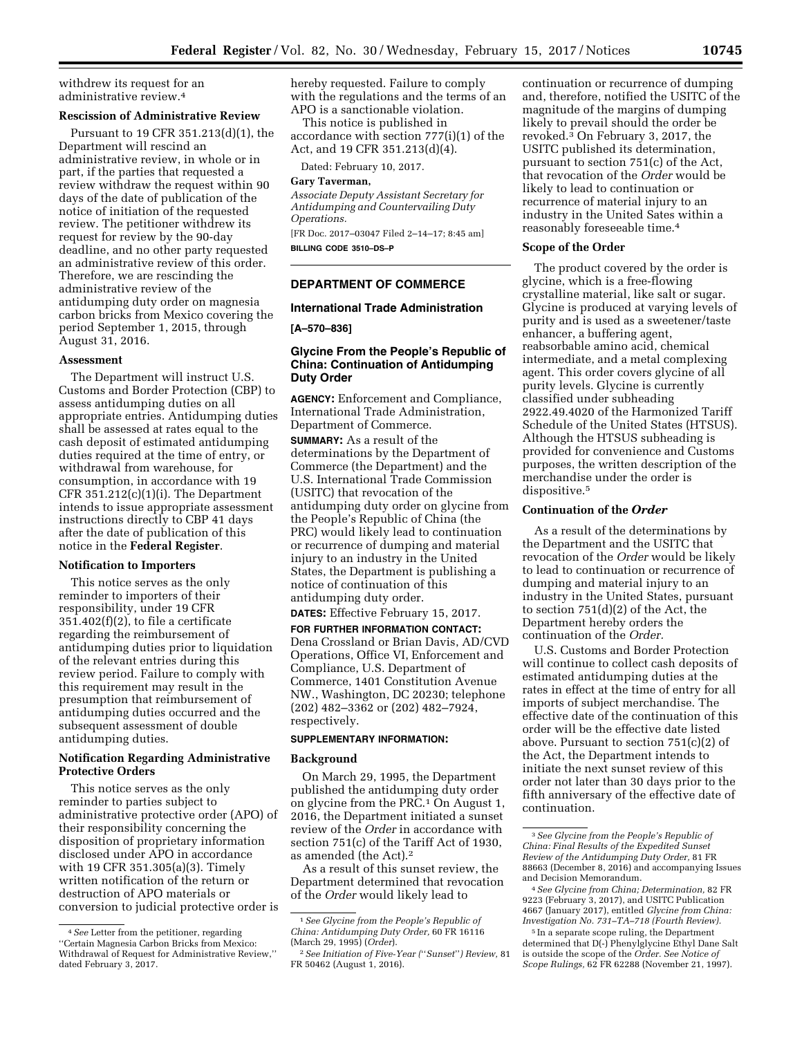withdrew its request for an administrative review.[4]

**Rescission of Administrative Review**

Pursuant to 19 CFR 351.213(d)(1), the Department will rescind an administrative review, in whole or in part, if the parties that requested a review withdraw the request within 90 days of the date of publication of the notice of initiation of the requested review. The petitioner withdrew its request for review by the 90-day deadline, and no other party requested an administrative review of this order. Therefore, we are rescinding the administrative review of the antidumping duty order on magnesia carbon bricks from Mexico covering the period September 1, 2015, through August 31, 2016.

**Assessment**

The Department will instruct U.S. Customs and Border Protection (CBP) to assess antidumping duties on all appropriate entries. Antidumping duties shall be assessed at rates equal to the cash deposit of estimated antidumping duties required at the time of entry, or withdrawal from warehouse, for consumption, in accordance with 19 CFR 351.212(c)(1)(i). The Department intends to issue appropriate assessment instructions directly to CBP 41 days after the date of publication of this notice in the **Federal Register**.

**Notification to Importers**

This notice serves as the only reminder to importers of their responsibility, under 19 CFR 351.402(f)(2), to file a certificate regarding the reimbursement of antidumping duties prior to liquidation of the relevant entries during this review period. Failure to comply with this requirement may result in the presumption that reimbursement of antidumping duties occurred and the subsequent assessment of double antidumping duties.

**Notification Regarding Administrative Protective Orders**

This notice serves as the only reminder to parties subject to administrative protective order (APO) of their responsibility concerning the disposition of proprietary information disclosed under APO in accordance with 19 CFR 351.305(a)(3). Timely written notification of the return or destruction of APO materials or conversion to judicial protective order is hereby requested. Failure to comply with the regulations and the terms of an APO is a sanctionable violation.

This notice is published in accordance with section 777(i)(1) of the Act, and 19 CFR 351.213(d)(4).

Dated: February 10, 2017.

**Gary Taverman,**

*Associate Deputy Assistant Secretary for Antidumping and Countervailing Duty Operations.*

[FR Doc. 2017–03047 Filed 2–14–17; 8:45 am]

**BILLING CODE 3510–DS–P**

---

[4] *See* Letter from the petitioner, regarding ''Certain Magnesia Carbon Bricks from Mexico: Withdrawal of Request for Administrative Review,'' dated February 3, 2017.

---

## DEPARTMENT OF COMMERCE

### International Trade Administration

**[A–570–836]**

### Glycine From the People's Republic of China: Continuation of Antidumping Duty Order

**AGENCY:** Enforcement and Compliance, International Trade Administration, Department of Commerce.

**SUMMARY:** As a result of the determinations by the Department of Commerce (the Department) and the U.S. International Trade Commission (USITC) that revocation of the antidumping duty order on glycine from the People's Republic of China (the PRC) would likely lead to continuation or recurrence of dumping and material injury to an industry in the United States, the Department is publishing a notice of continuation of this antidumping duty order.

**DATES:** Effective February 15, 2017.

**FOR FURTHER INFORMATION CONTACT:** Dena Crossland or Brian Davis, AD/CVD Operations, Office VI, Enforcement and Compliance, U.S. Department of Commerce, 1401 Constitution Avenue NW., Washington, DC 20230; telephone (202) 482–3362 or (202) 482–7924, respectively.

**SUPPLEMENTARY INFORMATION:**

**Background**

On March 29, 1995, the Department published the antidumping duty order on glycine from the PRC.[1] On August 1, 2016, the Department initiated a sunset review of the *Order* in accordance with section 751(c) of the Tariff Act of 1930, as amended (the Act).[2]

As a result of this sunset review, the Department determined that revocation of the *Order* would likely lead to continuation or recurrence of dumping and, therefore, notified the USITC of the magnitude of the margins of dumping likely to prevail should the order be revoked.[3] On February 3, 2017, the USITC published its determination, pursuant to section 751(c) of the Act, that revocation of the *Order* would be likely to lead to continuation or recurrence of material injury to an industry in the United States within a reasonably foreseeable time.[4]

**Scope of the Order**

The product covered by the order is glycine, which is a free-flowing crystalline material, like salt or sugar. Glycine is produced at varying levels of purity and is used as a sweetener/taste enhancer, a buffering agent, reabsorbable amino acid, chemical intermediate, and a metal complexing agent. This order covers glycine of all purity levels. Glycine is currently classified under subheading 2922.49.4020 of the Harmonized Tariff Schedule of the United States (HTSUS). Although the HTSUS subheading is provided for convenience and Customs purposes, the written description of the merchandise under the order is dispositive.[5]

**Continuation of the *Order***

As a result of the determinations by the Department and the USITC that revocation of the *Order* would be likely to lead to continuation or recurrence of dumping and material injury to an industry in the United States, pursuant to section 751(d)(2) of the Act, the Department hereby orders the continuation of the *Order*.

U.S. Customs and Border Protection will continue to collect cash deposits of estimated antidumping duties at the rates in effect at the time of entry for all imports of subject merchandise. The effective date of the continuation of this order will be the effective date listed above. Pursuant to section 751(c)(2) of the Act, the Department intends to initiate the next sunset review of this order not later than 30 days prior to the fifth anniversary of the effective date of continuation.

---

[1] *See Glycine from the People's Republic of China: Antidumping Duty Order,* 60 FR 16116 (March 29, 1995) (*Order*).

[2] *See Initiation of Five-Year (''Sunset'') Review,* 81 FR 50462 (August 1, 2016).

[3] *See Glycine from the People's Republic of China: Final Results of the Expedited Sunset Review of the Antidumping Duty Order,* 81 FR 88663 (December 8, 2016) and accompanying Issues and Decision Memorandum.

[4] *See Glycine from China; Determination,* 82 FR 9223 (February 3, 2017), and USITC Publication 4667 (January 2017), entitled *Glycine from China: Investigation No. 731–TA–718 (Fourth Review).*

[5] In a separate scope ruling, the Department determined that D(-) Phenylglycine Ethyl Dane Salt is outside the scope of the *Order*. *See Notice of Scope Rulings,* 62 FR 62288 (November 21, 1997).